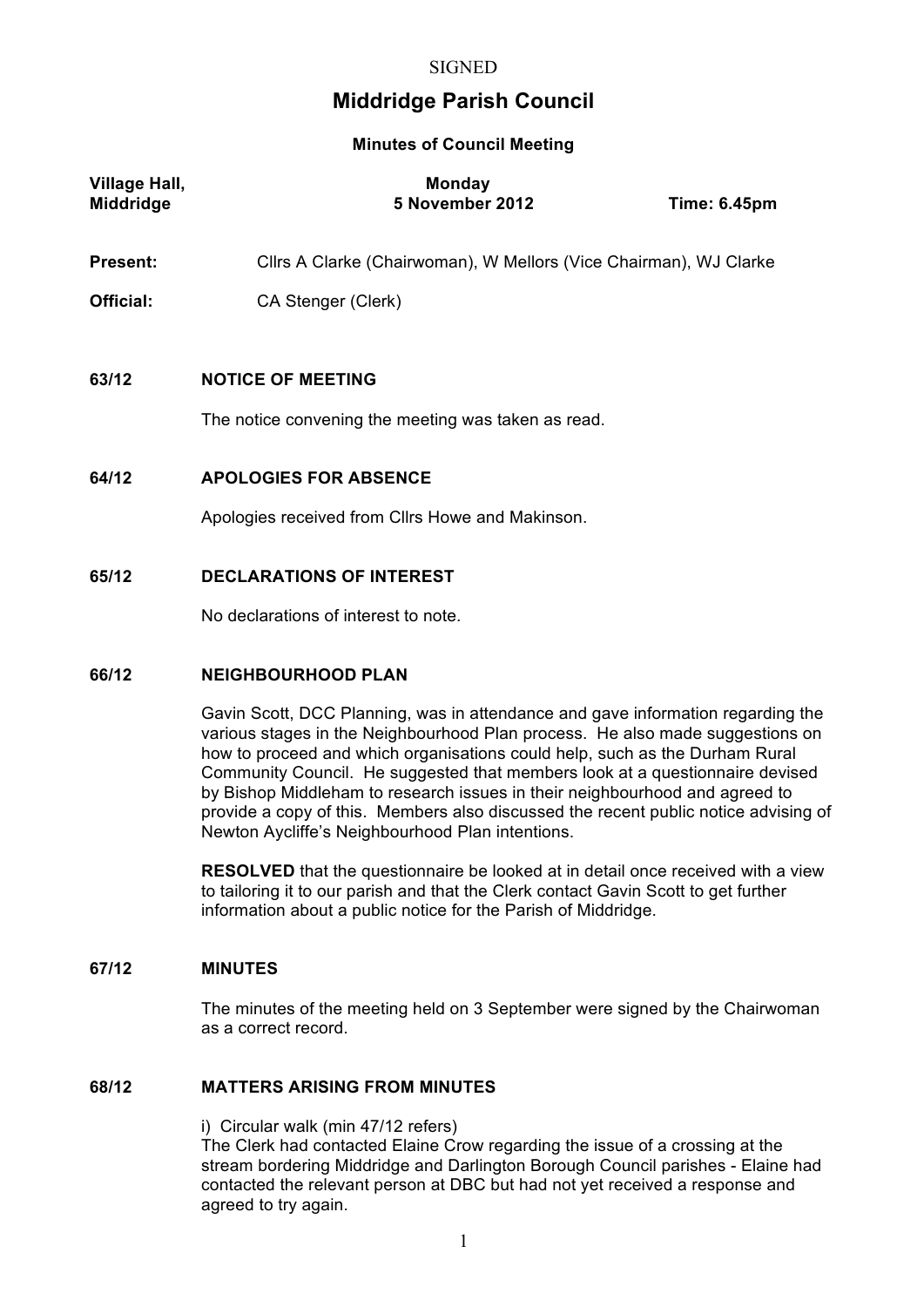SIGNED

# Middridge Parish Council

### Minutes of Council Meeting

| **Village Hall, Middridge** | **Monday 5 November 2012** | **Time: 6.45pm** |
|---|---|---|

**Present:** Cllrs A Clarke (Chairwoman), W Mellors (Vice Chairman), WJ Clarke

**Official:** CA Stenger (Clerk)

## 63/12 NOTICE OF MEETING

The notice convening the meeting was taken as read.

## 64/12 APOLOGIES FOR ABSENCE

Apologies received from Cllrs Howe and Makinson.

## 65/12 DECLARATIONS OF INTEREST

No declarations of interest to note.

## 66/12 NEIGHBOURHOOD PLAN

Gavin Scott, DCC Planning, was in attendance and gave information regarding the various stages in the Neighbourhood Plan process. He also made suggestions on how to proceed and which organisations could help, such as the Durham Rural Community Council. He suggested that members look at a questionnaire devised by Bishop Middleham to research issues in their neighbourhood and agreed to provide a copy of this. Members also discussed the recent public notice advising of Newton Aycliffe's Neighbourhood Plan intentions.

**RESOLVED** that the questionnaire be looked at in detail once received with a view to tailoring it to our parish and that the Clerk contact Gavin Scott to get further information about a public notice for the Parish of Middridge.

## 67/12 MINUTES

The minutes of the meeting held on 3 September were signed by the Chairwoman as a correct record.

## 68/12 MATTERS ARISING FROM MINUTES

i) Circular walk (min 47/12 refers)
The Clerk had contacted Elaine Crow regarding the issue of a crossing at the stream bordering Middridge and Darlington Borough Council parishes - Elaine had contacted the relevant person at DBC but had not yet received a response and agreed to try again.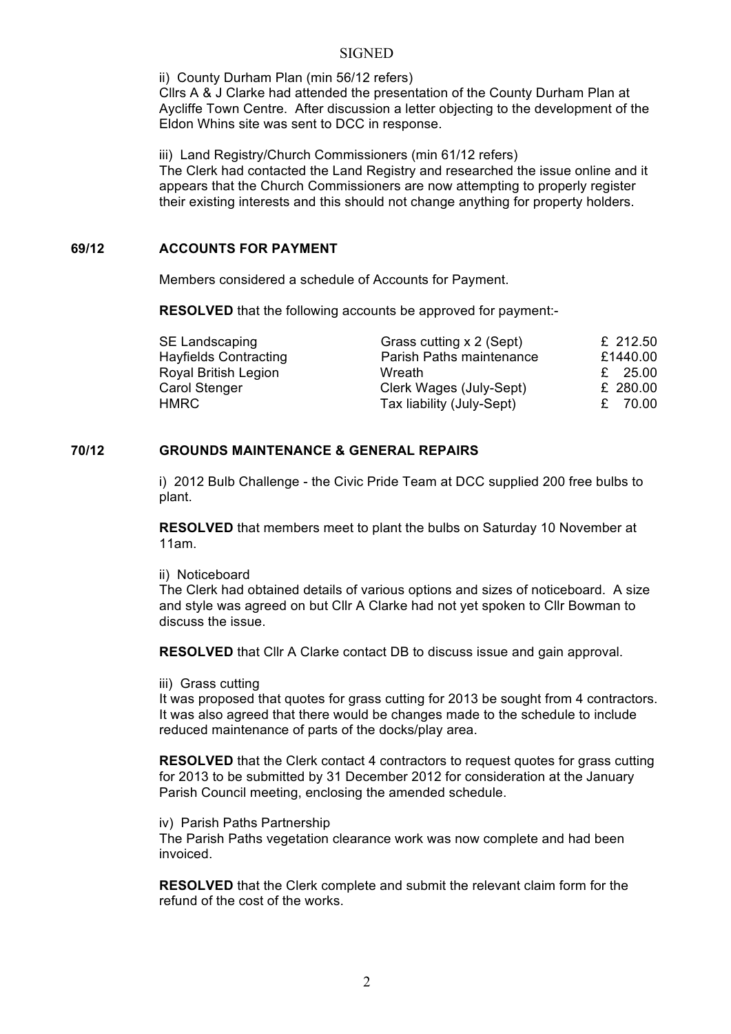SIGNED

ii) County Durham Plan (min 56/12 refers)
Cllrs A & J Clarke had attended the presentation of the County Durham Plan at Aycliffe Town Centre. After discussion a letter objecting to the development of the Eldon Whins site was sent to DCC in response.

iii) Land Registry/Church Commissioners (min 61/12 refers)
The Clerk had contacted the Land Registry and researched the issue online and it appears that the Church Commissioners are now attempting to properly register their existing interests and this should not change anything for property holders.

## 69/12 ACCOUNTS FOR PAYMENT

Members considered a schedule of Accounts for Payment.

**RESOLVED** that the following accounts be approved for payment:-

| | | |
|---|---|---|
| SE Landscaping | Grass cutting x 2 (Sept) | £ 212.50 |
| Hayfields Contracting | Parish Paths maintenance | £1440.00 |
| Royal British Legion | Wreath | £ 25.00 |
| Carol Stenger | Clerk Wages (July-Sept) | £ 280.00 |
| HMRC | Tax liability (July-Sept) | £ 70.00 |

## 70/12 GROUNDS MAINTENANCE & GENERAL REPAIRS

i) 2012 Bulb Challenge - the Civic Pride Team at DCC supplied 200 free bulbs to plant.

**RESOLVED** that members meet to plant the bulbs on Saturday 10 November at 11am.

ii) Noticeboard
The Clerk had obtained details of various options and sizes of noticeboard. A size and style was agreed on but Cllr A Clarke had not yet spoken to Cllr Bowman to discuss the issue.

**RESOLVED** that Cllr A Clarke contact DB to discuss issue and gain approval.

iii) Grass cutting
It was proposed that quotes for grass cutting for 2013 be sought from 4 contractors. It was also agreed that there would be changes made to the schedule to include reduced maintenance of parts of the docks/play area.

**RESOLVED** that the Clerk contact 4 contractors to request quotes for grass cutting for 2013 to be submitted by 31 December 2012 for consideration at the January Parish Council meeting, enclosing the amended schedule.

iv) Parish Paths Partnership
The Parish Paths vegetation clearance work was now complete and had been invoiced.

**RESOLVED** that the Clerk complete and submit the relevant claim form for the refund of the cost of the works.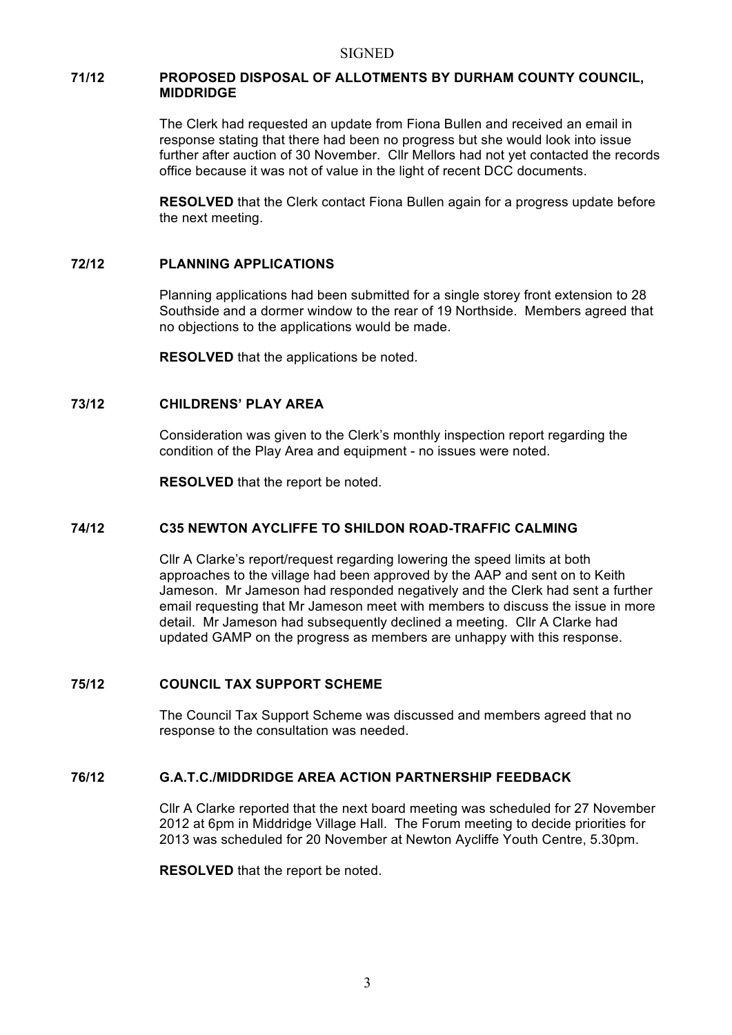SIGNED

### 71/12 PROPOSED DISPOSAL OF ALLOTMENTS BY DURHAM COUNTY COUNCIL, MIDDRIDGE

The Clerk had requested an update from Fiona Bullen and received an email in response stating that there had been no progress but she would look into issue further after auction of 30 November. Cllr Mellors had not yet contacted the records office because it was not of value in the light of recent DCC documents.

**RESOLVED** that the Clerk contact Fiona Bullen again for a progress update before the next meeting.

### 72/12 PLANNING APPLICATIONS

Planning applications had been submitted for a single storey front extension to 28 Southside and a dormer window to the rear of 19 Northside. Members agreed that no objections to the applications would be made.

**RESOLVED** that the applications be noted.

### 73/12 CHILDRENS' PLAY AREA

Consideration was given to the Clerk's monthly inspection report regarding the condition of the Play Area and equipment - no issues were noted.

**RESOLVED** that the report be noted.

### 74/12 C35 NEWTON AYCLIFFE TO SHILDON ROAD-TRAFFIC CALMING

Cllr A Clarke's report/request regarding lowering the speed limits at both approaches to the village had been approved by the AAP and sent on to Keith Jameson. Mr Jameson had responded negatively and the Clerk had sent a further email requesting that Mr Jameson meet with members to discuss the issue in more detail. Mr Jameson had subsequently declined a meeting. Cllr A Clarke had updated GAMP on the progress as members are unhappy with this response.

### 75/12 COUNCIL TAX SUPPORT SCHEME

The Council Tax Support Scheme was discussed and members agreed that no response to the consultation was needed.

### 76/12 G.A.T.C./MIDDRIDGE AREA ACTION PARTNERSHIP FEEDBACK

Cllr A Clarke reported that the next board meeting was scheduled for 27 November 2012 at 6pm in Middridge Village Hall. The Forum meeting to decide priorities for 2013 was scheduled for 20 November at Newton Aycliffe Youth Centre, 5.30pm.

**RESOLVED** that the report be noted.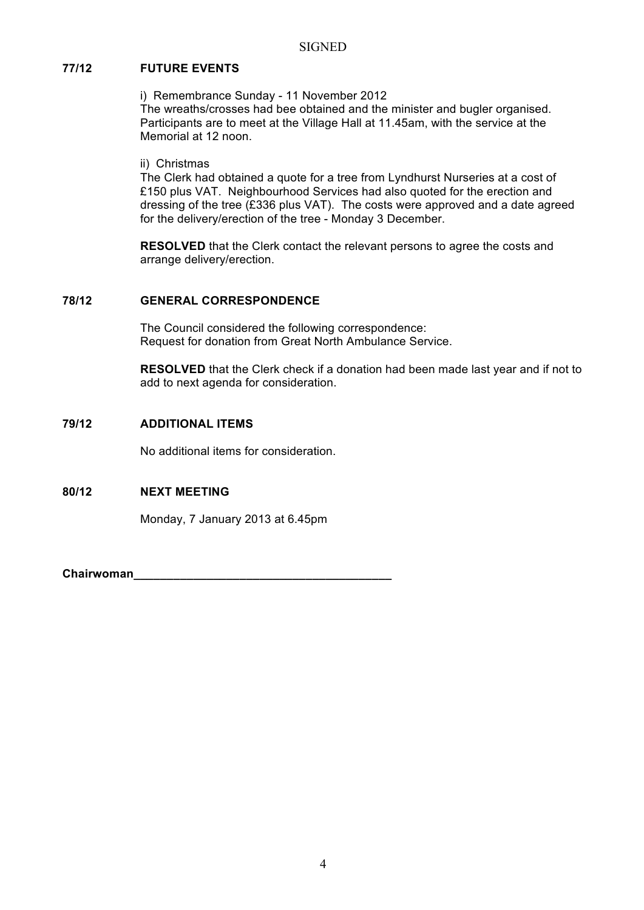SIGNED

**77/12 FUTURE EVENTS**

i) Remembrance Sunday - 11 November 2012
The wreaths/crosses had bee obtained and the minister and bugler organised. Participants are to meet at the Village Hall at 11.45am, with the service at the Memorial at 12 noon.

ii) Christmas
The Clerk had obtained a quote for a tree from Lyndhurst Nurseries at a cost of £150 plus VAT. Neighbourhood Services had also quoted for the erection and dressing of the tree (£336 plus VAT). The costs were approved and a date agreed for the delivery/erection of the tree - Monday 3 December.

**RESOLVED** that the Clerk contact the relevant persons to agree the costs and arrange delivery/erection.

**78/12 GENERAL CORRESPONDENCE**

The Council considered the following correspondence:
Request for donation from Great North Ambulance Service.

**RESOLVED** that the Clerk check if a donation had been made last year and if not to add to next agenda for consideration.

**79/12 ADDITIONAL ITEMS**

No additional items for consideration.

**80/12 NEXT MEETING**

Monday, 7 January 2013 at 6.45pm

**Chairwoman**_______________________________________